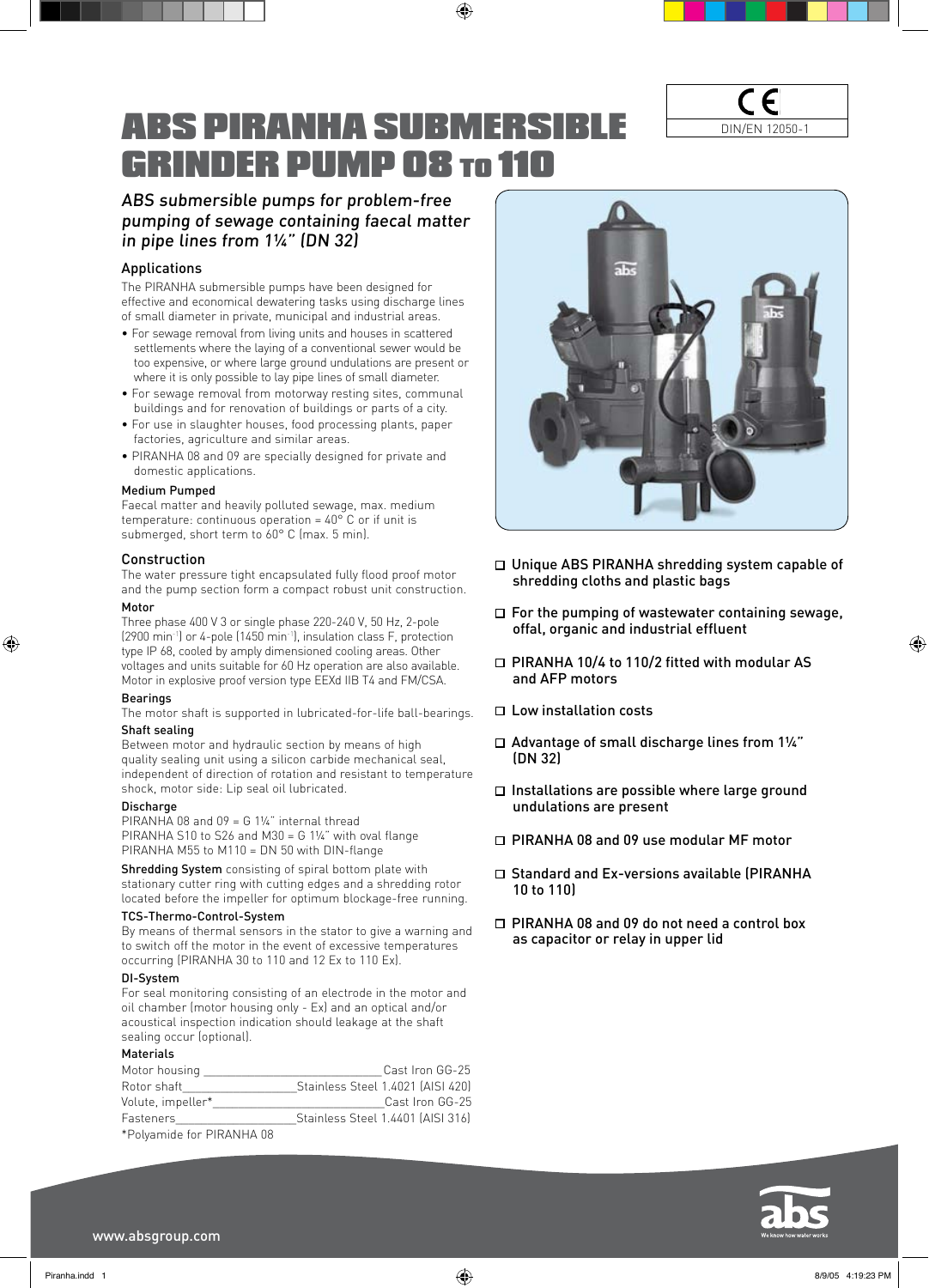# ABS PIRANHA SUBMERSIBLE GRINDER PUMP 08 TO 110

CE
DIN/EN 12050-1

*ABS submersible pumps for problem-free pumping of sewage containing faecal matter in pipe lines from 1¼" (DN 32)*

## Applications

The PIRANHA submersible pumps have been designed for effective and economical dewatering tasks using discharge lines of small diameter in private, municipal and industrial areas.

- For sewage removal from living units and houses in scattered settlements where the laying of a conventional sewer would be too expensive, or where large ground undulations are present or where it is only possible to lay pipe lines of small diameter.
- For sewage removal from motorway resting sites, communal buildings and for renovation of buildings or parts of a city.
- For use in slaughter houses, food processing plants, paper factories, agriculture and similar areas.
- PIRANHA 08 and 09 are specially designed for private and domestic applications.

### Medium Pumped

Faecal matter and heavily polluted sewage, max. medium temperature: continuous operation = 40° C or if unit is submerged, short term to 60° C (max. 5 min).

## Construction

The water pressure tight encapsulated fully flood proof motor and the pump section form a compact robust unit construction.

### Motor

Three phase 400 V 3 or single phase 220-240 V, 50 Hz, 2-pole (2900 min$^{-1}$) or 4-pole (1450 min$^{-1}$), insulation class F, protection type IP 68, cooled by amply dimensioned cooling areas. Other voltages and units suitable for 60 Hz operation are also available. Motor in explosive proof version type EEXd IIB T4 and FM/CSA.

### Bearings

The motor shaft is supported in lubricated-for-life ball-bearings.

### Shaft sealing

Between motor and hydraulic section by means of high quality sealing unit using a silicon carbide mechanical seal, independent of direction of rotation and resistant to temperature shock, motor side: Lip seal oil lubricated.

### Discharge

PIRANHA 08 and 09 = G 1¼" internal thread
PIRANHA S10 to S26 and M30 = G 1¼" with oval flange
PIRANHA M55 to M110 = DN 50 with DIN-flange

**Shredding System** consisting of spiral bottom plate with stationary cutter ring with cutting edges and a shredding rotor located before the impeller for optimum blockage-free running.

### TCS-Thermo-Control-System

By means of thermal sensors in the stator to give a warning and to switch off the motor in the event of excessive temperatures occurring (PIRANHA 30 to 110 and 12 Ex to 110 Ex).

### DI-System

For seal monitoring consisting of an electrode in the motor and oil chamber (motor housing only - Ex) and an optical and/or acoustical inspection indication should leakage at the shaft sealing occur (optional).

### Materials

| | |
|---|---|
| Motor housing | Cast Iron GG-25 |
| Rotor shaft | Stainless Steel 1.4021 (AISI 420) |
| Volute, impeller* | Cast Iron GG-25 |
| Fasteners | Stainless Steel 1.4401 (AISI 316) |

*Polyamide for PIRANHA 08

- Unique ABS PIRANHA shredding system capable of shredding cloths and plastic bags
- For the pumping of wastewater containing sewage, offal, organic and industrial effluent
- PIRANHA 10/4 to 110/2 fitted with modular AS and AFP motors
- Low installation costs
- Advantage of small discharge lines from 1¼" (DN 32)
- Installations are possible where large ground undulations are present
- PIRANHA 08 and 09 use modular MF motor
- Standard and Ex-versions available (PIRANHA 10 to 110)
- PIRANHA 08 and 09 do not need a control box as capacitor or relay in upper lid

www.absgroup.com

abs
We know how water works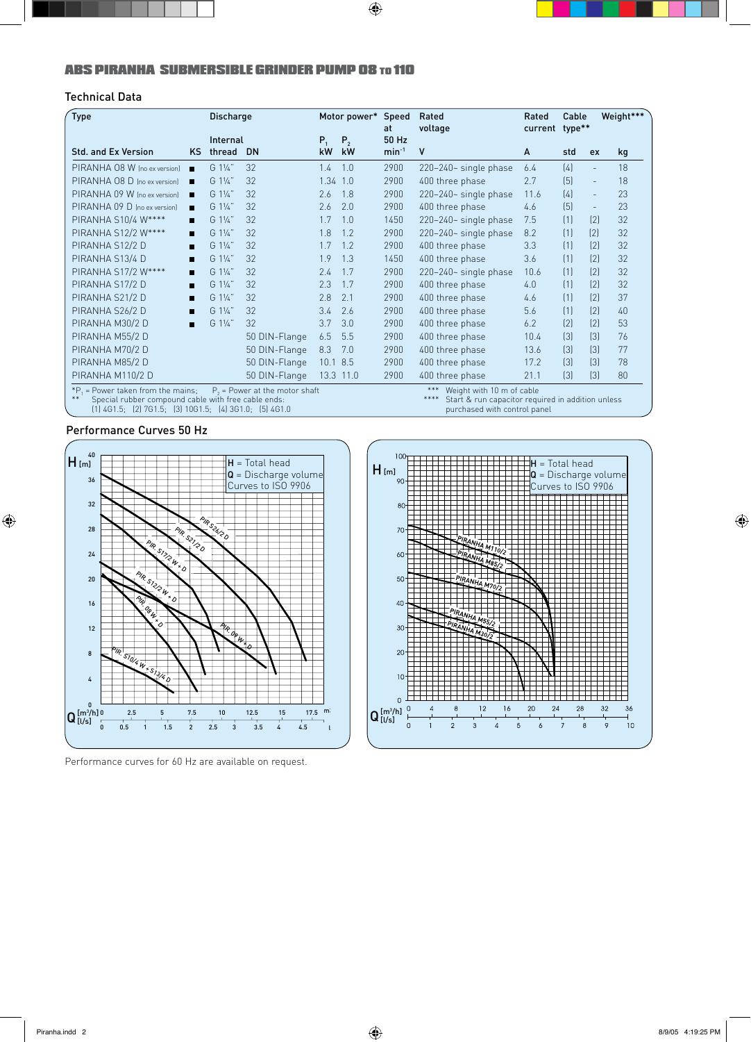## ABS PIRANHA SUBMERSIBLE GRINDER PUMP 08 TO 110

### Technical Data

| Type | | Discharge | | Motor power* | | Speed at 50 Hz | Rated voltage | Rated current | Cable type** | | Weight*** |
|---|---|---|---|---|---|---|---|---|---|---|---|
| | | Internal | | | | | | | | | |
| Std. and Ex Version | KS | thread | DN | $P_1$ kW | $P_2$ kW | $min^{-1}$ | V | A | std | ex | kg |
| PIRANHA 08 W (no ex version) | ■ | G 1¼" | 32 | 1.4 | 1.0 | 2900 | 220–240~ single phase | 6.4 | (4) | - | 18 |
| PIRANHA 08 D (no ex version) | ■ | G 1¼" | 32 | 1.34 | 1.0 | 2900 | 400 three phase | 2.7 | (5) | - | 18 |
| PIRANHA 09 W (no ex version) | ■ | G 1¼" | 32 | 2.6 | 1.8 | 2900 | 220–240~ single phase | 11.6 | (4) | - | 23 |
| PIRANHA 09 D (no ex version) | ■ | G 1¼" | 32 | 2.6 | 2.0 | 2900 | 400 three phase | 4.6 | (5) | - | 23 |
| PIRANHA S10/4 W**** | ■ | G 1¼" | 32 | 1.7 | 1.0 | 1450 | 220–240~ single phase | 7.5 | (1) | (2) | 32 |
| PIRANHA S12/2 W**** | ■ | G 1¼" | 32 | 1.8 | 1.2 | 2900 | 220–240~ single phase | 8.2 | (1) | (2) | 32 |
| PIRANHA S12/2 D | ■ | G 1¼" | 32 | 1.7 | 1.2 | 2900 | 400 three phase | 3.3 | (1) | (2) | 32 |
| PIRANHA S13/4 D | ■ | G 1¼" | 32 | 1.9 | 1.3 | 1450 | 400 three phase | 3.6 | (1) | (2) | 32 |
| PIRANHA S17/2 W**** | ■ | G 1¼" | 32 | 2.4 | 1.7 | 2900 | 220–240~ single phase | 10.6 | (1) | (2) | 32 |
| PIRANHA S17/2 D | ■ | G 1¼" | 32 | 2.3 | 1.7 | 2900 | 400 three phase | 4.0 | (1) | (2) | 32 |
| PIRANHA S21/2 D | ■ | G 1¼" | 32 | 2.8 | 2.1 | 2900 | 400 three phase | 4.6 | (1) | (2) | 37 |
| PIRANHA S26/2 D | ■ | G 1¼" | 32 | 3.4 | 2.6 | 2900 | 400 three phase | 5.6 | (1) | (2) | 40 |
| PIRANHA M30/2 D | ■ | G 1¼" | 32 | 3.7 | 3.0 | 2900 | 400 three phase | 6.2 | (2) | (2) | 53 |
| PIRANHA M55/2 D | | | 50 DIN-Flange | 6.5 | 5.5 | 2900 | 400 three phase | 10.4 | (3) | (3) | 76 |
| PIRANHA M70/2 D | | | 50 DIN-Flange | 8.3 | 7.0 | 2900 | 400 three phase | 13.6 | (3) | (3) | 77 |
| PIRANHA M85/2 D | | | 50 DIN-Flange | 10.1 | 8.5 | 2900 | 400 three phase | 17.2 | (3) | (3) | 78 |
| PIRANHA M110/2 D | | | 50 DIN-Flange | 13.3 | 11.0 | 2900 | 400 three phase | 21.1 | (3) | (3) | 80 |

*$P_1$ = Power taken from the mains; $P_2$ = Power at the motor shaft
** Special rubber compound cable with free cable ends:
(1) 4G1.5; (2) 7G1.5; (3) 10G1.5; (4) 3G1.0; (5) 4G1.0
*** Weight with 10 m of cable
**** Start & run capacitor required in addition unless purchased with control panel

### Performance Curves 50 Hz

Performance curves for 60 Hz are available on request.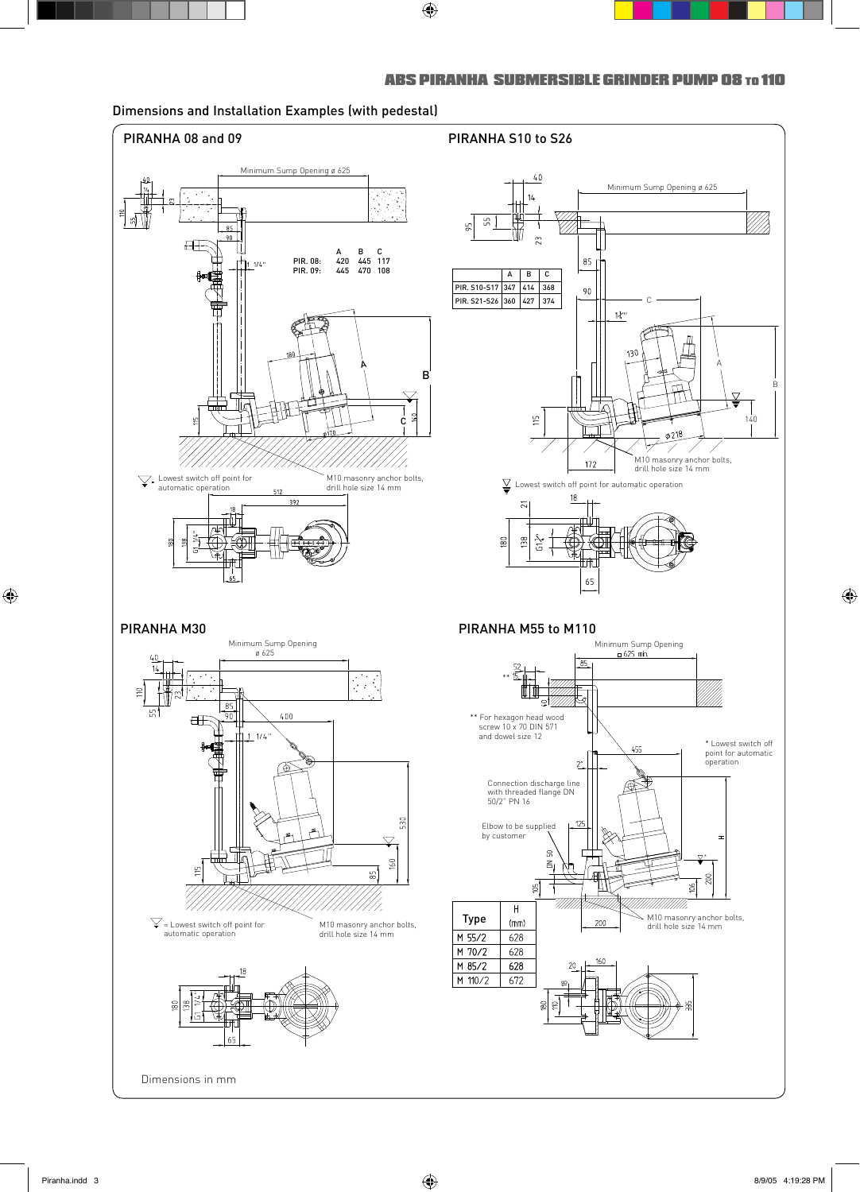## Dimensions and Installation Examples (with pedestal)

### PIRANHA 08 and 09

Minimum Sump Opening ø 625

| | A | B | C |
|---|---|---|---|
| PIR. 08: | 420 | 445 | 117 |
| PIR. 09: | 445 | 470 | 108 |

Lowest switch off point for automatic operation

M10 masonry anchor bolts, drill hole size 14 mm

### PIRANHA S10 to S26

Minimum Sump Opening ø 625

| | A | B | C |
|---|---|---|---|
| PIR. S10-S17 | 347 | 414 | 368 |
| PIR. S21-S26 | 360 | 427 | 374 |

M10 masonry anchor bolts, drill hole size 14 mm

Lowest switch off point for automatic operation

### PIRANHA M30

Minimum Sump Opening ø 625

= Lowest switch off point for automatic operation

M10 masonry anchor bolts, drill hole size 14 mm

### PIRANHA M55 to M110

Minimum Sump Opening □ 625 min.

** For hexagon head wood screw 10 x 70 DIN 571 and dowel size 12

* Lowest switch off point for automatic operation

Connection discharge line with threaded flange DN 50/2" PN 16

Elbow to be supplied by customer

M10 masonry anchor bolts, drill hole size 14 mm

| Type | H (mm) |
|---|---|
| M 55/2 | 628 |
| M 70/2 | 628 |
| M 85/2 | 628 |
| M 110/2 | 672 |

Dimensions in mm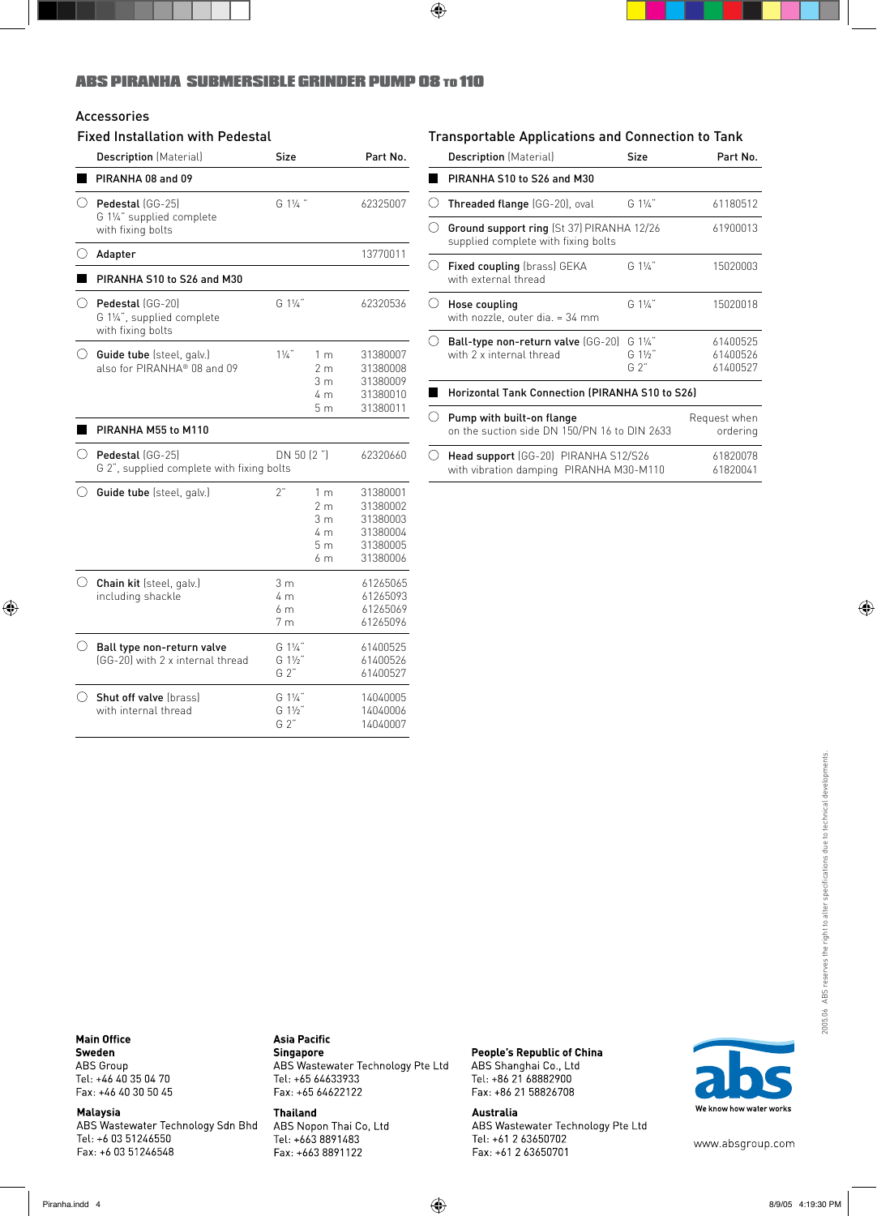## ABS PIRANHA SUBMERSIBLE GRINDER PUMP 08 TO 110

### Accessories

#### Fixed Installation with Pedestal

| Description (Material) | Size | | Part No. |
|---|---|---|---|
| **PIRANHA 08 and 09** | | | |
| **Pedestal** (GG-25) G 1¼" supplied complete with fixing bolts | G 1¼ " | | 62325007 |
| **Adapter** | | | 13770011 |
| **PIRANHA S10 to S26 and M30** | | | |
| **Pedestal** (GG-20) G 1¼", supplied complete with fixing bolts | G 1¼" | | 62320536 |
| **Guide tube** (steel, galv.) also for PIRANHA® 08 and 09 | 1¼" | 1 m<br>2 m<br>3 m<br>4 m<br>5 m | 31380007<br>31380008<br>31380009<br>31380010<br>31380011 |
| **PIRANHA M55 to M110** | | | |
| **Pedestal** (GG-25) G 2", supplied complete with fixing bolts | DN 50 (2 ") | | 62320660 |
| **Guide tube** (steel, galv.) | 2" | 1 m<br>2 m<br>3 m<br>4 m<br>5 m<br>6 m | 31380001<br>31380002<br>31380003<br>31380004<br>31380005<br>31380006 |
| **Chain kit** (steel, galv.) including shackle | 3 m<br>4 m<br>6 m<br>7 m | | 61265065<br>61265093<br>61265069<br>61265096 |
| **Ball type non-return valve** (GG-20) with 2 x internal thread | G 1¼"<br>G 1½"<br>G 2" | | 61400525<br>61400526<br>61400527 |
| **Shut off valve** (brass) with internal thread | G 1¼"<br>G 1½"<br>G 2" | | 14040005<br>14040006<br>14040007 |

#### Transportable Applications and Connection to Tank

| Description (Material) | Size | Part No. |
|---|---|---|
| **PIRANHA S10 to S26 and M30** | | |
| **Threaded flange** (GG-20), oval | G 1¼" | 61180512 |
| **Ground support ring** (St 37) PIRANHA 12/26 supplied complete with fixing bolts | | 61900013 |
| **Fixed coupling** (brass) GEKA with external thread | G 1¼" | 15020003 |
| **Hose coupling** with nozzle, outer dia. = 34 mm | G 1¼" | 15020018 |
| **Ball-type non-return valve** (GG-20) with 2 x internal thread | G 1¼"<br>G 1½"<br>G 2" | 61400525<br>61400526<br>61400527 |
| **Horizontal Tank Connection (PIRANHA S10 to S26)** | | |
| **Pump with built-on flange** on the suction side DN 150/PN 16 to DIN 2633 | | Request when ordering |
| **Head support** (GG-20) PIRANHA S12/S26<br>with vibration damping PIRANHA M30-M110 | | 61820078<br>61820041 |

**Main Office**
**Sweden**
ABS Group
Tel: +46 40 35 04 70
Fax: +46 40 30 50 45

**Malaysia**
ABS Wastewater Technology Sdn Bhd
Tel: +6 03 51246550
Fax: +6 03 51246548

**Asia Pacific**
**Singapore**
ABS Wastewater Technology Pte Ltd
Tel: +65 64633933
Fax: +65 64622122

**Thailand**
ABS Nopon Thai Co, Ltd
Tel: +663 8891483
Fax: +663 8891122

**People's Republic of China**
ABS Shanghai Co., Ltd
Tel: +86 21 68882900
Fax: +86 21 58826708

**Australia**
ABS Wastewater Technology Pte Ltd
Tel: +61 2 63650702
Fax: +61 2 63650701

abs
We know how water works

www.absgroup.com

2005.06 ABS reserves the right to alter specifications due to technical developments.